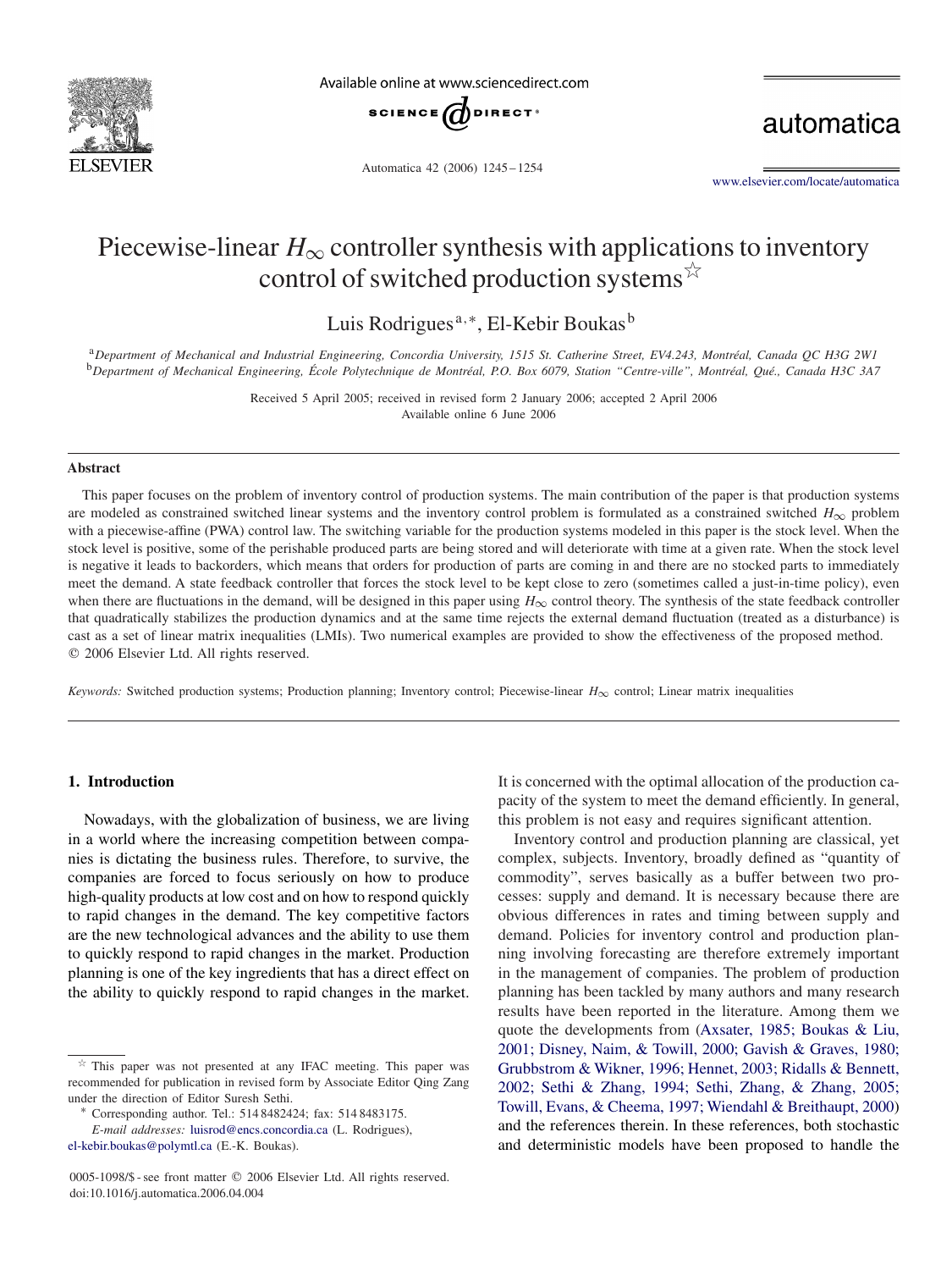# Piecewise-linear $H_\infty$ controller synthesis with applications to inventory control of switched production systems ☆

Luis Rodrigues[a,*], El-Kebir Boukas[b]

[a] *Department of Mechanical and Industrial Engineering, Concordia University, 1515 St. Catherine Street, EV4.243, Montréal, Canada QC H3G 2W1*

[b] *Department of Mechanical Engineering, École Polytechnique de Montréal, P.O. Box 6079, Station "Centre-ville", Montréal, Qué., Canada H3C 3A7*

Received 5 April 2005; received in revised form 2 January 2006; accepted 2 April 2006
Available online 6 June 2006

## Abstract

This paper focuses on the problem of inventory control of production systems. The main contribution of the paper is that production systems are modeled as constrained switched linear systems and the inventory control problem is formulated as a constrained switched $H_\infty$ problem with a piecewise-affine (PWA) control law. The switching variable for the production systems modeled in this paper is the stock level. When the stock level is positive, some of the perishable produced parts are being stored and will deteriorate with time at a given rate. When the stock level is negative it leads to backorders, which means that orders for production of parts are coming in and there are no stocked parts to immediately meet the demand. A state feedback controller that forces the stock level to be kept close to zero (sometimes called a just-in-time policy), even when there are fluctuations in the demand, will be designed in this paper using $H_\infty$ control theory. The synthesis of the state feedback controller that quadratically stabilizes the production dynamics and at the same time rejects the external demand fluctuation (treated as a disturbance) is cast as a set of linear matrix inequalities (LMIs). Two numerical examples are provided to show the effectiveness of the proposed method.
© 2006 Elsevier Ltd. All rights reserved.

*Keywords:* Switched production systems; Production planning; Inventory control; Piecewise-linear $H_\infty$ control; Linear matrix inequalities

## 1. Introduction

Nowadays, with the globalization of business, we are living in a world where the increasing competition between companies is dictating the business rules. Therefore, to survive, the companies are forced to focus seriously on how to produce high-quality products at low cost and on how to respond quickly to rapid changes in the demand. The key competitive factors are the new technological advances and the ability to use them to quickly respond to rapid changes in the market. Production planning is one of the key ingredients that has a direct effect on the ability to quickly respond to rapid changes in the market. It is concerned with the optimal allocation of the production capacity of the system to meet the demand efficiently. In general, this problem is not easy and requires significant attention.

Inventory control and production planning are classical, yet complex, subjects. Inventory, broadly defined as "quantity of commodity", serves basically as a buffer between two processes: supply and demand. It is necessary because there are obvious differences in rates and timing between supply and demand. Policies for inventory control and production planning involving forecasting are therefore extremely important in the management of companies. The problem of production planning has been tackled by many authors and many research results have been reported in the literature. Among them we quote the developments from (Axsater, 1985; Boukas & Liu, 2001; Disney, Naim, & Towill, 2000; Gavish & Graves, 1980; Grubbstrom & Wikner, 1996; Hennet, 2003; Ridalls & Bennett, 2002; Sethi & Zhang, 1994; Sethi, Zhang, & Zhang, 2005; Towill, Evans, & Cheema, 1997; Wiendahl & Breithaupt, 2000) and the references therein. In these references, both stochastic and deterministic models have been proposed to handle the

☆ This paper was not presented at any IFAC meeting. This paper was recommended for publication in revised form by Associate Editor Qing Zang under the direction of Editor Suresh Sethi.

\* Corresponding author. Tel.: 514 8482424; fax: 514 8483175.
*E-mail addresses:* luisrod@encs.concordia.ca (L. Rodrigues), el-kebir.boukas@polymtl.ca (E.-K. Boukas).

0005-1098/$ - see front matter © 2006 Elsevier Ltd. All rights reserved.
doi:10.1016/j.automatica.2006.04.004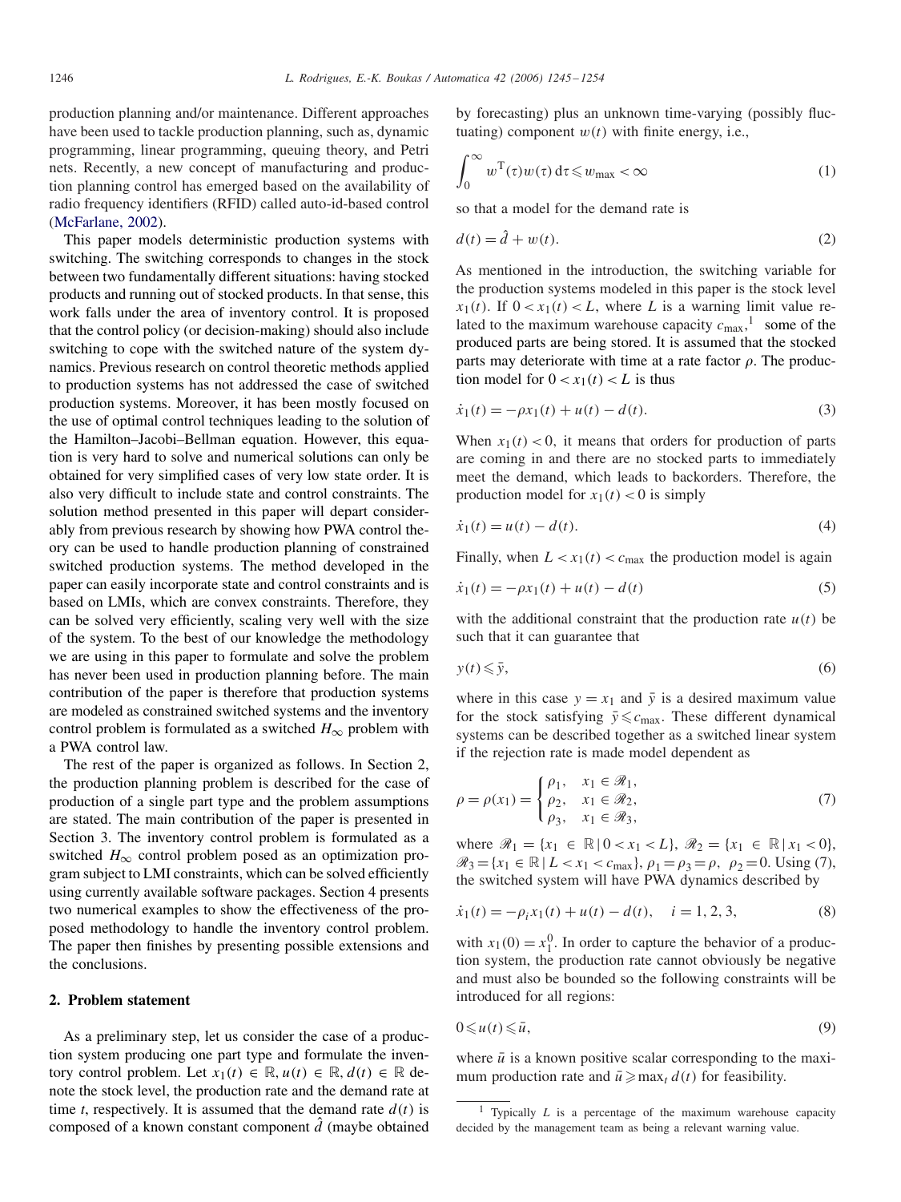production planning and/or maintenance. Different approaches have been used to tackle production planning, such as, dynamic programming, linear programming, queuing theory, and Petri nets. Recently, a new concept of manufacturing and production planning control has emerged based on the availability of radio frequency identifiers (RFID) called auto-id-based control (McFarlane, 2002).

This paper models deterministic production systems with switching. The switching corresponds to changes in the stock between two fundamentally different situations: having stocked products and running out of stocked products. In that sense, this work falls under the area of inventory control. It is proposed that the control policy (or decision-making) should also include switching to cope with the switched nature of the system dynamics. Previous research on control theoretic methods applied to production systems has not addressed the case of switched production systems. Moreover, it has been mostly focused on the use of optimal control techniques leading to the solution of the Hamilton–Jacobi–Bellman equation. However, this equation is very hard to solve and numerical solutions can only be obtained for very simplified cases of very low state order. It is also very difficult to include state and control constraints. The solution method presented in this paper will depart considerably from previous research by showing how PWA control theory can be used to handle production planning of constrained switched production systems. The method developed in the paper can easily incorporate state and control constraints and is based on LMIs, which are convex constraints. Therefore, they can be solved very efficiently, scaling very well with the size of the system. To the best of our knowledge the methodology we are using in this paper to formulate and solve the problem has never been used in production planning before. The main contribution of the paper is therefore that production systems are modeled as constrained switched systems and the inventory control problem is formulated as a switched $H_\infty$ problem with a PWA control law.

The rest of the paper is organized as follows. In Section 2, the production planning problem is described for the case of production of a single part type and the problem assumptions are stated. The main contribution of the paper is presented in Section 3. The inventory control problem is formulated as a switched $H_\infty$ control problem posed as an optimization program subject to LMI constraints, which can be solved efficiently using currently available software packages. Section 4 presents two numerical examples to show the effectiveness of the proposed methodology to handle the inventory control problem. The paper then finishes by presenting possible extensions and the conclusions.

## 2. Problem statement

As a preliminary step, let us consider the case of a production system producing one part type and formulate the inventory control problem. Let $x_1(t) \in \mathbb{R}, u(t) \in \mathbb{R}, d(t) \in \mathbb{R}$ denote the stock level, the production rate and the demand rate at time $t$, respectively. It is assumed that the demand rate $d(t)$ is composed of a known constant component $\hat{d}$ (maybe obtained by forecasting) plus an unknown time-varying (possibly fluctuating) component $w(t)$ with finite energy, i.e.,

$$\int_0^\infty w^{\mathrm{T}}(\tau)w(\tau)\,\mathrm{d}\tau \leqslant w_{\max} < \infty \tag{1}$$

so that a model for the demand rate is

$$d(t) = \hat{d} + w(t). \tag{2}$$

As mentioned in the introduction, the switching variable for the production systems modeled in this paper is the stock level $x_1(t)$. If $0 < x_1(t) < L$, where $L$ is a warning limit value related to the maximum warehouse capacity $c_{\max}$,[1] some of the produced parts are being stored. It is assumed that the stocked parts may deteriorate with time at a rate factor $\rho$. The production model for $0 < x_1(t) < L$ is thus

$$\dot{x}_1(t) = -\rho x_1(t) + u(t) - d(t). \tag{3}$$

When $x_1(t) < 0$, it means that orders for production of parts are coming in and there are no stocked parts to immediately meet the demand, which leads to backorders. Therefore, the production model for $x_1(t) < 0$ is simply

$$\dot{x}_1(t) = u(t) - d(t). \tag{4}$$

Finally, when $L < x_1(t) < c_{\max}$ the production model is again

$$\dot{x}_1(t) = -\rho x_1(t) + u(t) - d(t) \tag{5}$$

with the additional constraint that the production rate $u(t)$ be such that it can guarantee that

$$y(t) \leqslant \bar{y}, \tag{6}$$

where in this case $y = x_1$ and $\bar{y}$ is a desired maximum value for the stock satisfying $\bar{y} \leqslant c_{\max}$. These different dynamical systems can be described together as a switched linear system if the rejection rate is made model dependent as

$$\rho = \rho(x_1) = \begin{cases} \rho_1, & x_1 \in \mathscr{R}_1, \\ \rho_2, & x_1 \in \mathscr{R}_2, \\ \rho_3, & x_1 \in \mathscr{R}_3, \end{cases} \tag{7}$$

where $\mathscr{R}_1 = \{x_1 \in \mathbb{R} \mid 0 < x_1 < L\}$, $\mathscr{R}_2 = \{x_1 \in \mathbb{R} \mid x_1 < 0\}$, $\mathscr{R}_3 = \{x_1 \in \mathbb{R} \mid L < x_1 < c_{\max}\}$, $\rho_1 = \rho_3 = \rho$, $\rho_2 = 0$. Using (7), the switched system will have PWA dynamics described by

$$\dot{x}_1(t) = -\rho_i x_1(t) + u(t) - d(t), \quad i = 1, 2, 3, \tag{8}$$

with $x_1(0) = x_1^0$. In order to capture the behavior of a production system, the production rate cannot obviously be negative and must also be bounded so the following constraints will be introduced for all regions:

$$0 \leqslant u(t) \leqslant \bar{u}, \tag{9}$$

where $\bar{u}$ is a known positive scalar corresponding to the maximum production rate and $\bar{u} \geqslant \max_t d(t)$ for feasibility.

[1] Typically $L$ is a percentage of the maximum warehouse capacity decided by the management team as being a relevant warning value.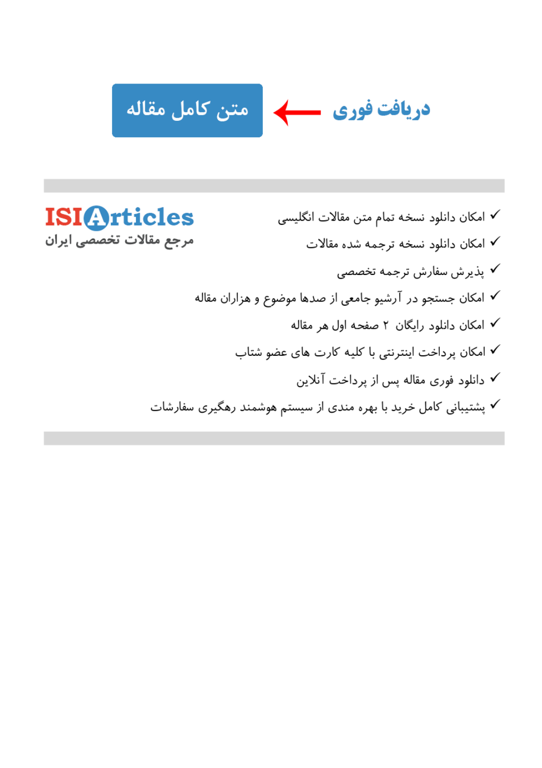دریافت فوری ← **متن کامل مقاله**

**ISIArticles**
مرجع مقالات تخصصی ایران

- ✓ امکان دانلود نسخه تمام متن مقالات انگلیسی
- ✓ امکان دانلود نسخه ترجمه شده مقالات
- ✓ پذیرش سفارش ترجمه تخصصی
- ✓ امکان جستجو در آرشیو جامعی از صدها موضوع و هزاران مقاله
- ✓ امکان دانلود رایگان ۲ صفحه اول هر مقاله
- ✓ امکان پرداخت اینترنتی با کلیه کارت های عضو شتاب
- ✓ دانلود فوری مقاله پس از پرداخت آنلاین
- ✓ پشتیبانی کامل خرید با بهره مندی از سیستم هوشمند رهگیری سفارشات